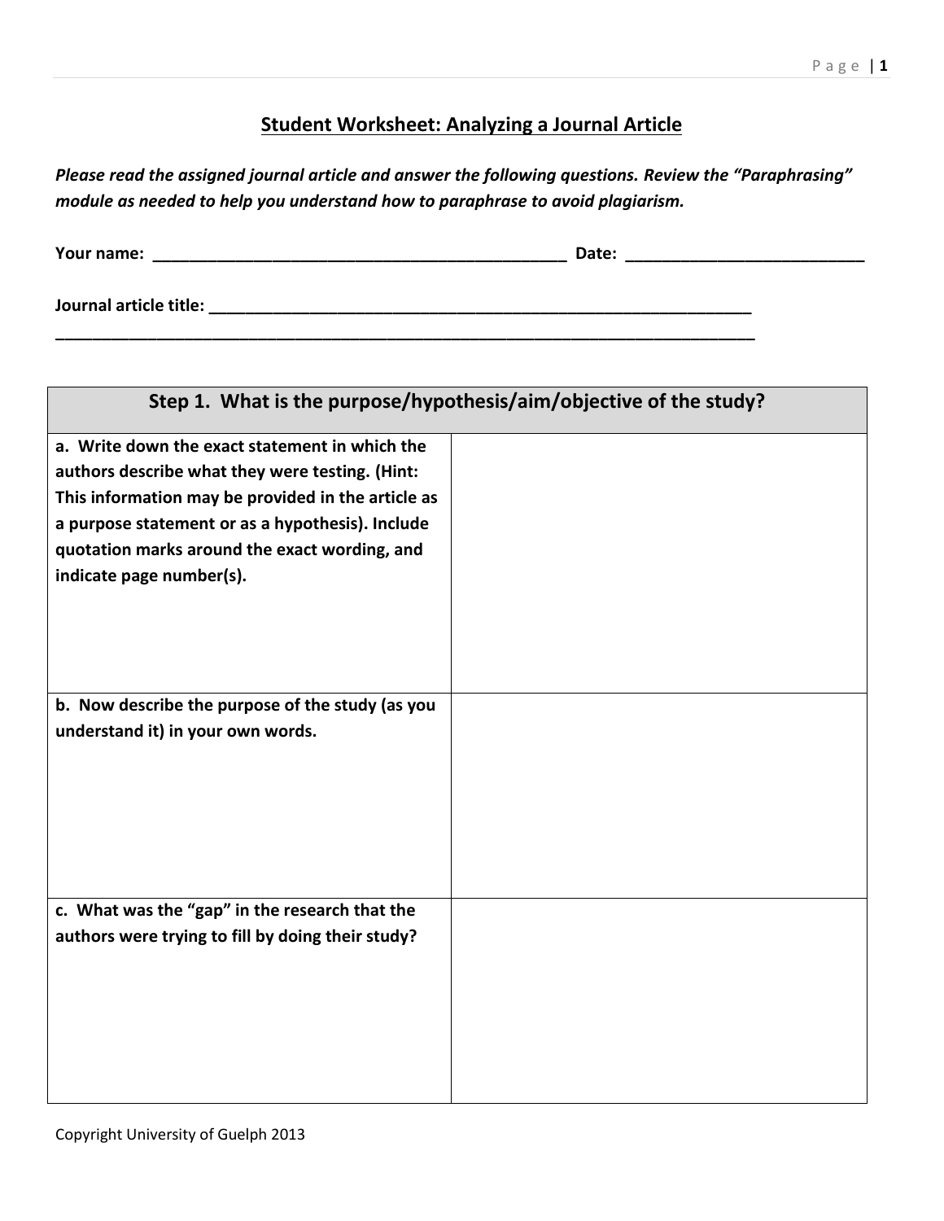# Student Worksheet: Analyzing a Journal Article

***Please read the assigned journal article and answer the following questions. Review the "Paraphrasing" module as needed to help you understand how to paraphrase to avoid plagiarism.***

**Your name: _______________________________________________ Date: __________________________**

**Journal article title: ______________________________________________________________**
**________________________________________________________________________________**

| Step 1. What is the purpose/hypothesis/aim/objective of the study? | |
|---|---|
| **a. Write down the exact statement in which the authors describe what they were testing. (Hint: This information may be provided in the article as a purpose statement or as a hypothesis). Include quotation marks around the exact wording, and indicate page number(s).** | |
| **b. Now describe the purpose of the study (as you understand it) in your own words.** | |
| **c. What was the "gap" in the research that the authors were trying to fill by doing their study?** | |

Copyright University of Guelph 2013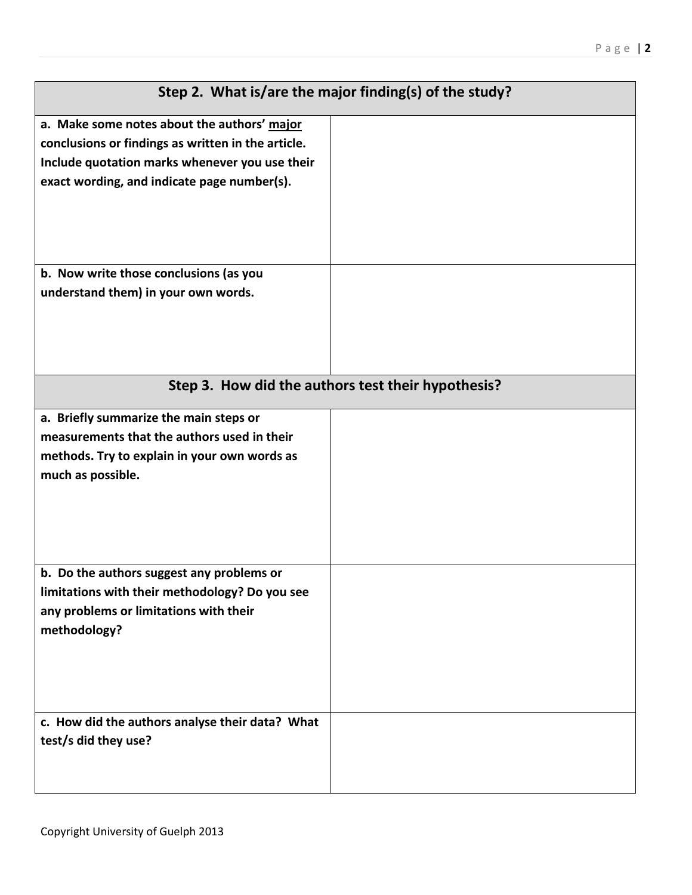| Step 2. What is/are the major finding(s) of the study? | |
|---|---|
| **a. Make some notes about the authors' <u>major</u> conclusions or findings as written in the article. Include quotation marks whenever you use their exact wording, and indicate page number(s).** | |
| **b. Now write those conclusions (as you understand them) in your own words.** | |

| Step 3. How did the authors test their hypothesis? | |
|---|---|
| **a. Briefly summarize the main steps or measurements that the authors used in their methods. Try to explain in your own words as much as possible.** | |
| **b. Do the authors suggest any problems or limitations with their methodology? Do you see any problems or limitations with their methodology?** | |
| **c. How did the authors analyse their data? What test/s did they use?** | |

Copyright University of Guelph 2013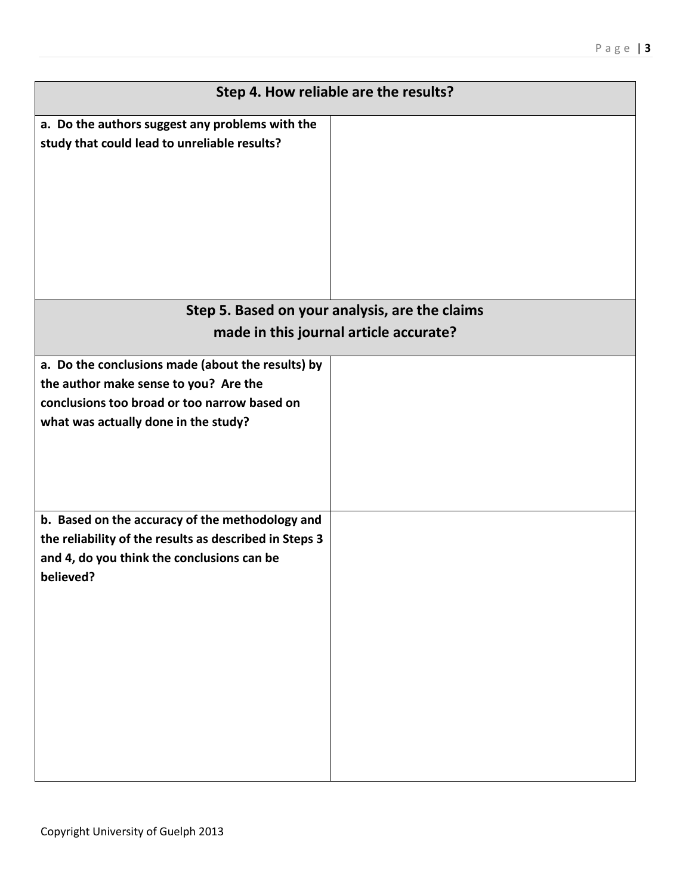| Step 4. How reliable are the results? | |
|---|---|
| **a. Do the authors suggest any problems with the study that could lead to unreliable results?** | |
| **Step 5. Based on your analysis, are the claims made in this journal article accurate?** | |
| **a. Do the conclusions made (about the results) by the author make sense to you? Are the conclusions too broad or too narrow based on what was actually done in the study?** | |
| **b. Based on the accuracy of the methodology and the reliability of the results as described in Steps 3 and 4, do you think the conclusions can be believed?** | |

Copyright University of Guelph 2013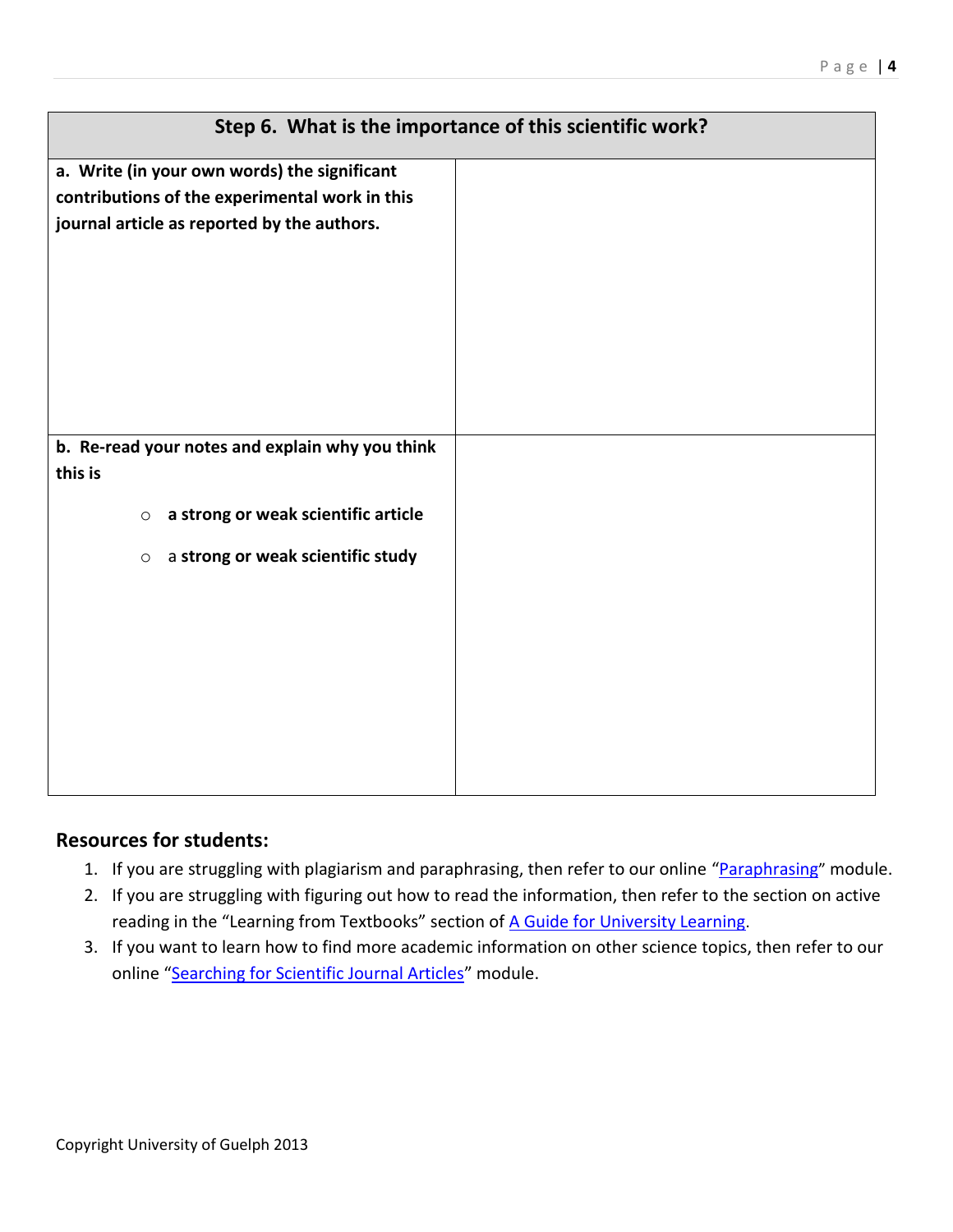| Step 6. What is the importance of this scientific work? | |
| --- | --- |
| **a. Write (in your own words) the significant contributions of the experimental work in this journal article as reported by the authors.** | |
| **b. Re-read your notes and explain why you think this is**<br>○ **a strong or weak scientific article**<br>○ a **strong or weak scientific study** | |

## Resources for students:

1. If you are struggling with plagiarism and paraphrasing, then refer to our online "[Paraphrasing]" module.
2. If you are struggling with figuring out how to read the information, then refer to the section on active reading in the "Learning from Textbooks" section of [A Guide for University Learning].
3. If you want to learn how to find more academic information on other science topics, then refer to our online "[Searching for Scientific Journal Articles]" module.

Copyright University of Guelph 2013